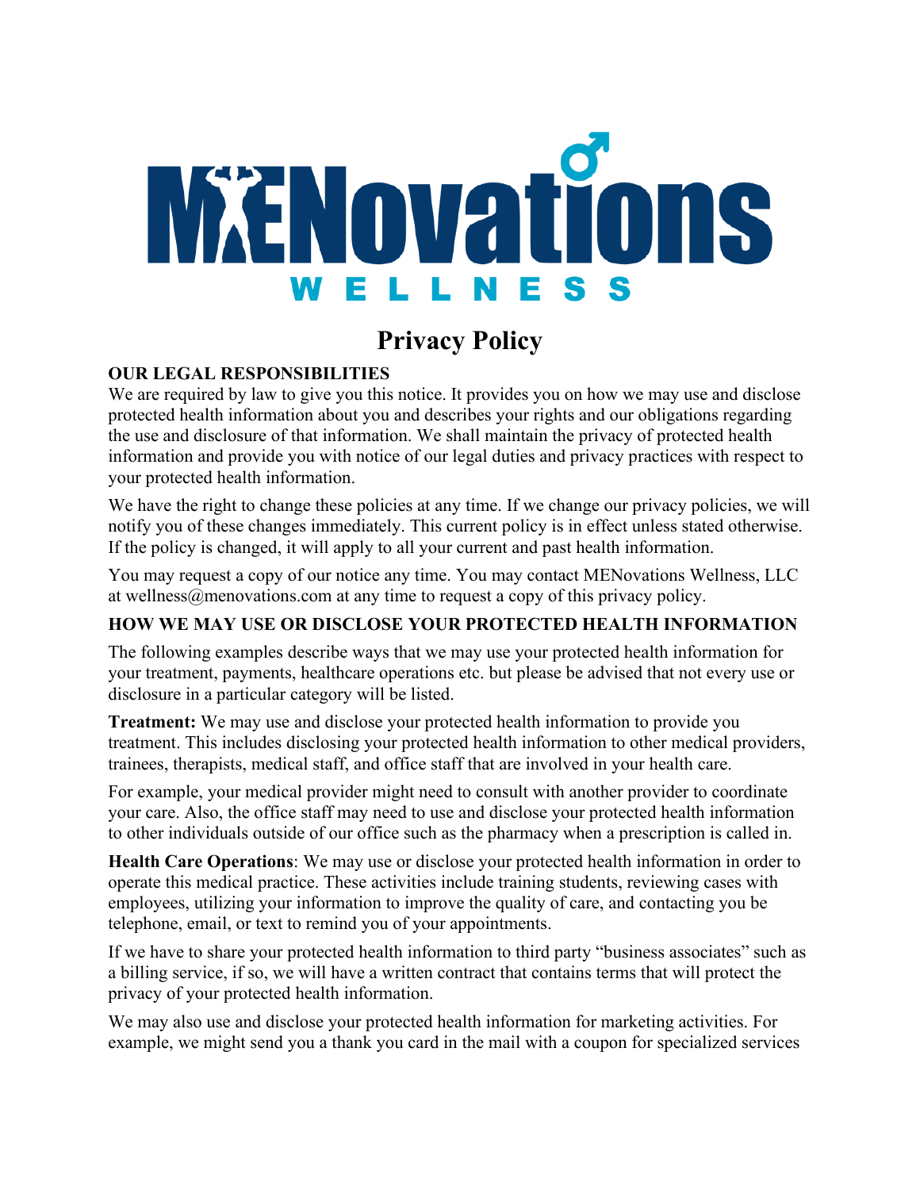# MENovations WELLNESS

## Privacy Policy

**OUR LEGAL RESPONSIBILITIES**

We are required by law to give you this notice. It provides you on how we may use and disclose protected health information about you and describes your rights and our obligations regarding the use and disclosure of that information. We shall maintain the privacy of protected health information and provide you with notice of our legal duties and privacy practices with respect to your protected health information.

We have the right to change these policies at any time. If we change our privacy policies, we will notify you of these changes immediately. This current policy is in effect unless stated otherwise. If the policy is changed, it will apply to all your current and past health information.

You may request a copy of our notice any time. You may contact MENovations Wellness, LLC at wellness@menovations.com at any time to request a copy of this privacy policy.

**HOW WE MAY USE OR DISCLOSE YOUR PROTECTED HEALTH INFORMATION**

The following examples describe ways that we may use your protected health information for your treatment, payments, healthcare operations etc. but please be advised that not every use or disclosure in a particular category will be listed.

**Treatment:** We may use and disclose your protected health information to provide you treatment. This includes disclosing your protected health information to other medical providers, trainees, therapists, medical staff, and office staff that are involved in your health care.

For example, your medical provider might need to consult with another provider to coordinate your care. Also, the office staff may need to use and disclose your protected health information to other individuals outside of our office such as the pharmacy when a prescription is called in.

**Health Care Operations**: We may use or disclose your protected health information in order to operate this medical practice. These activities include training students, reviewing cases with employees, utilizing your information to improve the quality of care, and contacting you be telephone, email, or text to remind you of your appointments.

If we have to share your protected health information to third party "business associates" such as a billing service, if so, we will have a written contract that contains terms that will protect the privacy of your protected health information.

We may also use and disclose your protected health information for marketing activities. For example, we might send you a thank you card in the mail with a coupon for specialized services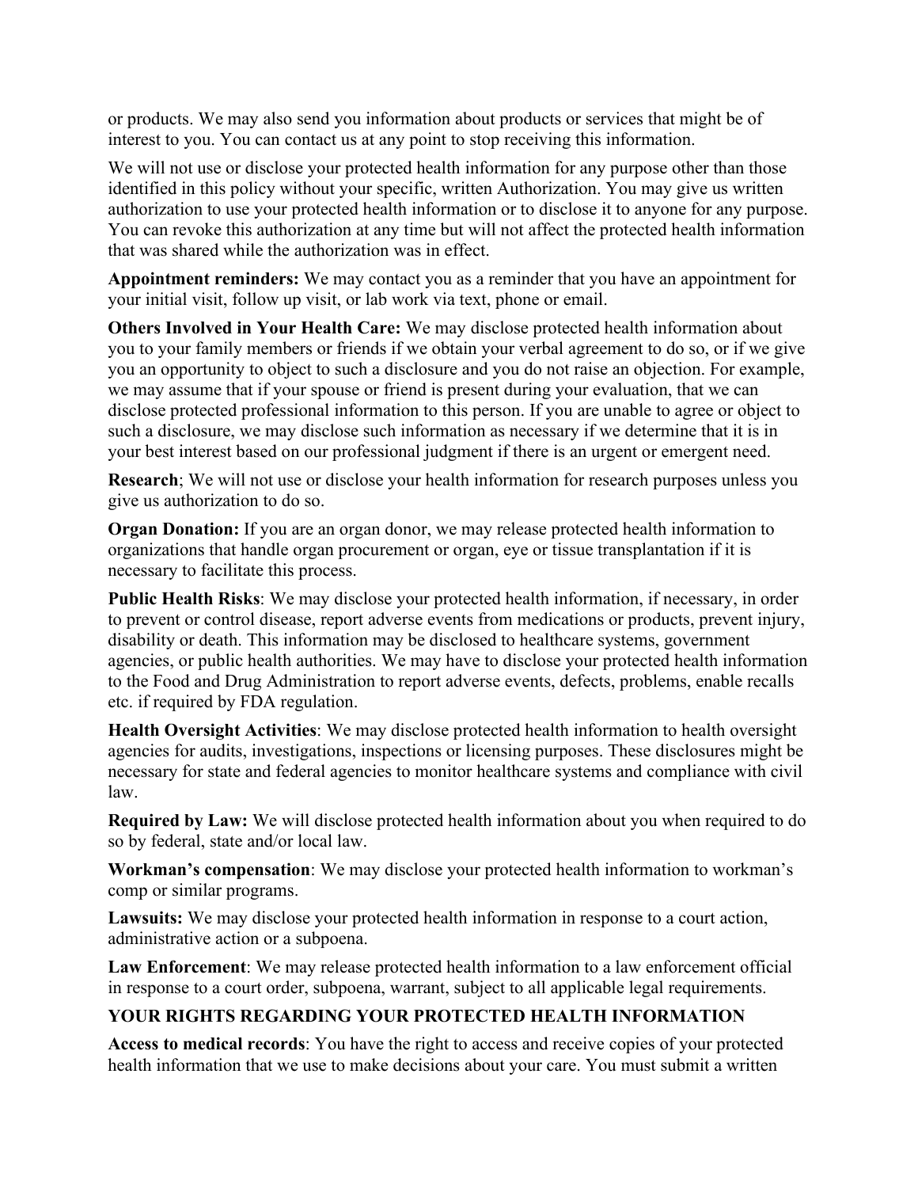or products. We may also send you information about products or services that might be of interest to you. You can contact us at any point to stop receiving this information.

We will not use or disclose your protected health information for any purpose other than those identified in this policy without your specific, written Authorization. You may give us written authorization to use your protected health information or to disclose it to anyone for any purpose. You can revoke this authorization at any time but will not affect the protected health information that was shared while the authorization was in effect.

**Appointment reminders:** We may contact you as a reminder that you have an appointment for your initial visit, follow up visit, or lab work via text, phone or email.

**Others Involved in Your Health Care:** We may disclose protected health information about you to your family members or friends if we obtain your verbal agreement to do so, or if we give you an opportunity to object to such a disclosure and you do not raise an objection. For example, we may assume that if your spouse or friend is present during your evaluation, that we can disclose protected professional information to this person. If you are unable to agree or object to such a disclosure, we may disclose such information as necessary if we determine that it is in your best interest based on our professional judgment if there is an urgent or emergent need.

**Research**; We will not use or disclose your health information for research purposes unless you give us authorization to do so.

**Organ Donation:** If you are an organ donor, we may release protected health information to organizations that handle organ procurement or organ, eye or tissue transplantation if it is necessary to facilitate this process.

**Public Health Risks**: We may disclose your protected health information, if necessary, in order to prevent or control disease, report adverse events from medications or products, prevent injury, disability or death. This information may be disclosed to healthcare systems, government agencies, or public health authorities. We may have to disclose your protected health information to the Food and Drug Administration to report adverse events, defects, problems, enable recalls etc. if required by FDA regulation.

**Health Oversight Activities**: We may disclose protected health information to health oversight agencies for audits, investigations, inspections or licensing purposes. These disclosures might be necessary for state and federal agencies to monitor healthcare systems and compliance with civil law.

**Required by Law:** We will disclose protected health information about you when required to do so by federal, state and/or local law.

**Workman's compensation**: We may disclose your protected health information to workman's comp or similar programs.

**Lawsuits:** We may disclose your protected health information in response to a court action, administrative action or a subpoena.

**Law Enforcement**: We may release protected health information to a law enforcement official in response to a court order, subpoena, warrant, subject to all applicable legal requirements.

## YOUR RIGHTS REGARDING YOUR PROTECTED HEALTH INFORMATION

**Access to medical records**: You have the right to access and receive copies of your protected health information that we use to make decisions about your care. You must submit a written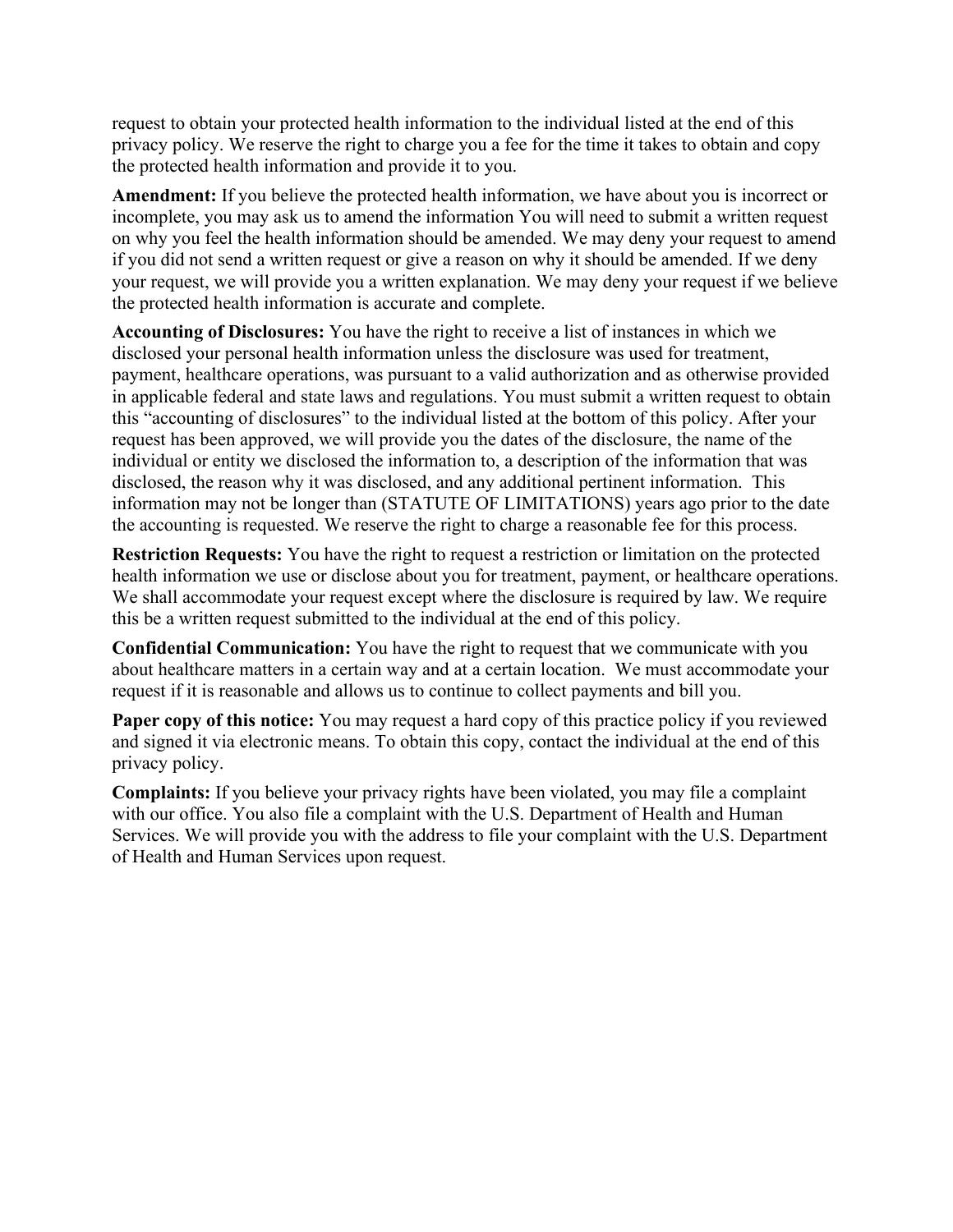request to obtain your protected health information to the individual listed at the end of this privacy policy. We reserve the right to charge you a fee for the time it takes to obtain and copy the protected health information and provide it to you.

**Amendment:** If you believe the protected health information, we have about you is incorrect or incomplete, you may ask us to amend the information You will need to submit a written request on why you feel the health information should be amended. We may deny your request to amend if you did not send a written request or give a reason on why it should be amended. If we deny your request, we will provide you a written explanation. We may deny your request if we believe the protected health information is accurate and complete.

**Accounting of Disclosures:** You have the right to receive a list of instances in which we disclosed your personal health information unless the disclosure was used for treatment, payment, healthcare operations, was pursuant to a valid authorization and as otherwise provided in applicable federal and state laws and regulations. You must submit a written request to obtain this "accounting of disclosures" to the individual listed at the bottom of this policy. After your request has been approved, we will provide you the dates of the disclosure, the name of the individual or entity we disclosed the information to, a description of the information that was disclosed, the reason why it was disclosed, and any additional pertinent information. This information may not be longer than (STATUTE OF LIMITATIONS) years ago prior to the date the accounting is requested. We reserve the right to charge a reasonable fee for this process.

**Restriction Requests:** You have the right to request a restriction or limitation on the protected health information we use or disclose about you for treatment, payment, or healthcare operations. We shall accommodate your request except where the disclosure is required by law. We require this be a written request submitted to the individual at the end of this policy.

**Confidential Communication:** You have the right to request that we communicate with you about healthcare matters in a certain way and at a certain location. We must accommodate your request if it is reasonable and allows us to continue to collect payments and bill you.

**Paper copy of this notice:** You may request a hard copy of this practice policy if you reviewed and signed it via electronic means. To obtain this copy, contact the individual at the end of this privacy policy.

**Complaints:** If you believe your privacy rights have been violated, you may file a complaint with our office. You also file a complaint with the U.S. Department of Health and Human Services. We will provide you with the address to file your complaint with the U.S. Department of Health and Human Services upon request.